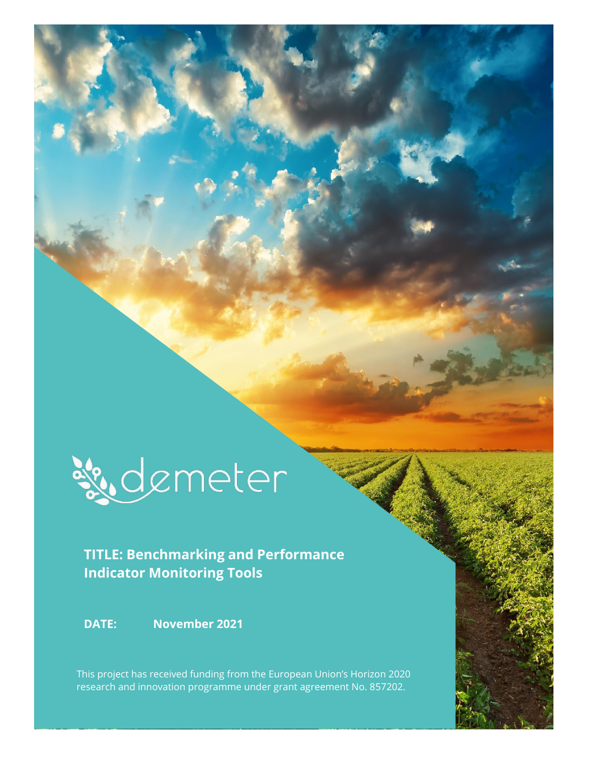demeter

**TITLE: Benchmarking and Performance Indicator Monitoring Tools**

**DATE:** **November 2021**

This project has received funding from the European Union's Horizon 2020 research and innovation programme under grant agreement No. 857202.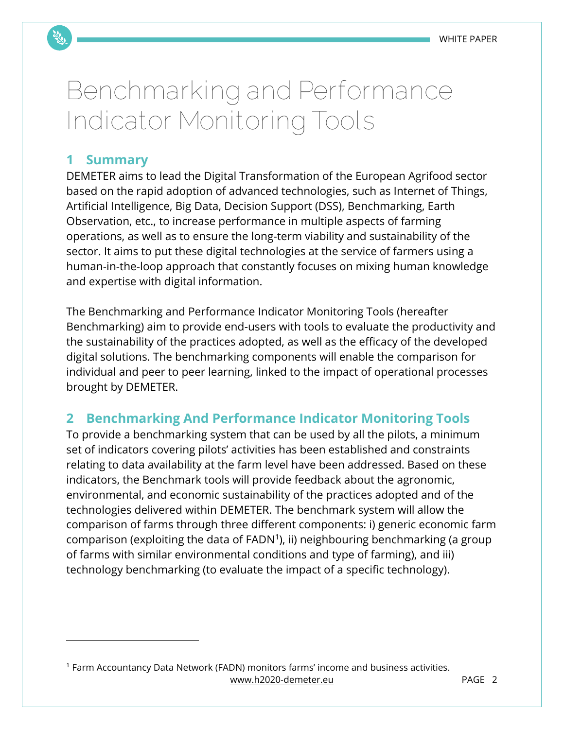# Benchmarking and Performance Indicator Monitoring Tools

## 1 Summary

DEMETER aims to lead the Digital Transformation of the European Agrifood sector based on the rapid adoption of advanced technologies, such as Internet of Things, Artificial Intelligence, Big Data, Decision Support (DSS), Benchmarking, Earth Observation, etc., to increase performance in multiple aspects of farming operations, as well as to ensure the long-term viability and sustainability of the sector. It aims to put these digital technologies at the service of farmers using a human-in-the-loop approach that constantly focuses on mixing human knowledge and expertise with digital information.

The Benchmarking and Performance Indicator Monitoring Tools (hereafter Benchmarking) aim to provide end-users with tools to evaluate the productivity and the sustainability of the practices adopted, as well as the efficacy of the developed digital solutions. The benchmarking components will enable the comparison for individual and peer to peer learning, linked to the impact of operational processes brought by DEMETER.

## 2 Benchmarking And Performance Indicator Monitoring Tools

To provide a benchmarking system that can be used by all the pilots, a minimum set of indicators covering pilots' activities has been established and constraints relating to data availability at the farm level have been addressed. Based on these indicators, the Benchmark tools will provide feedback about the agronomic, environmental, and economic sustainability of the practices adopted and of the technologies delivered within DEMETER. The benchmark system will allow the comparison of farms through three different components: i) generic economic farm comparison (exploiting the data of FADN[1]), ii) neighbouring benchmarking (a group of farms with similar environmental conditions and type of farming), and iii) technology benchmarking (to evaluate the impact of a specific technology).

[1] Farm Accountancy Data Network (FADN) monitors farms' income and business activities.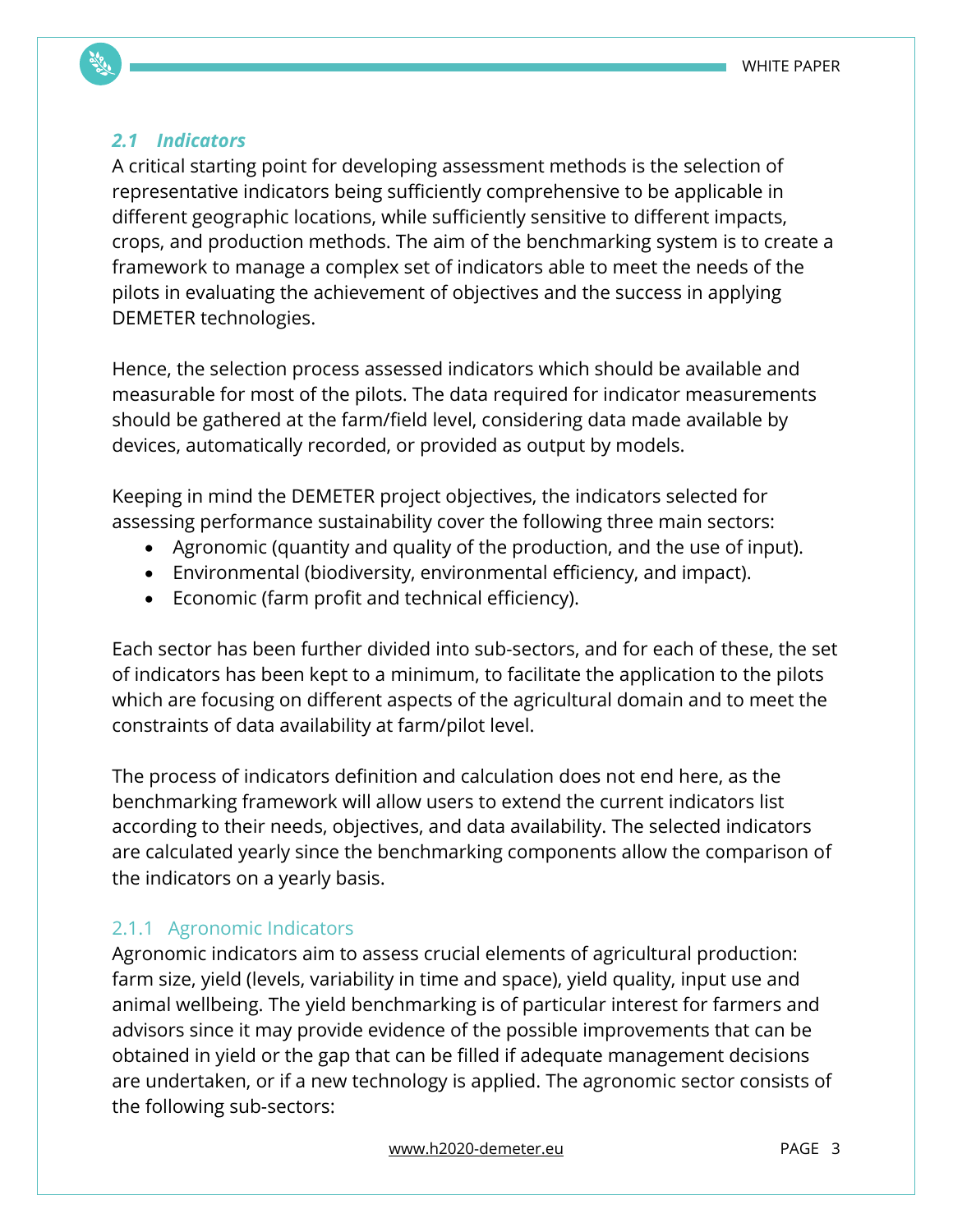### *2.1 Indicators*

A critical starting point for developing assessment methods is the selection of representative indicators being sufficiently comprehensive to be applicable in different geographic locations, while sufficiently sensitive to different impacts, crops, and production methods. The aim of the benchmarking system is to create a framework to manage a complex set of indicators able to meet the needs of the pilots in evaluating the achievement of objectives and the success in applying DEMETER technologies.

Hence, the selection process assessed indicators which should be available and measurable for most of the pilots. The data required for indicator measurements should be gathered at the farm/field level, considering data made available by devices, automatically recorded, or provided as output by models.

Keeping in mind the DEMETER project objectives, the indicators selected for assessing performance sustainability cover the following three main sectors:

- Agronomic (quantity and quality of the production, and the use of input).
- Environmental (biodiversity, environmental efficiency, and impact).
- Economic (farm profit and technical efficiency).

Each sector has been further divided into sub-sectors, and for each of these, the set of indicators has been kept to a minimum, to facilitate the application to the pilots which are focusing on different aspects of the agricultural domain and to meet the constraints of data availability at farm/pilot level.

The process of indicators definition and calculation does not end here, as the benchmarking framework will allow users to extend the current indicators list according to their needs, objectives, and data availability. The selected indicators are calculated yearly since the benchmarking components allow the comparison of the indicators on a yearly basis.

#### 2.1.1 Agronomic Indicators

Agronomic indicators aim to assess crucial elements of agricultural production: farm size, yield (levels, variability in time and space), yield quality, input use and animal wellbeing. The yield benchmarking is of particular interest for farmers and advisors since it may provide evidence of the possible improvements that can be obtained in yield or the gap that can be filled if adequate management decisions are undertaken, or if a new technology is applied. The agronomic sector consists of the following sub-sectors: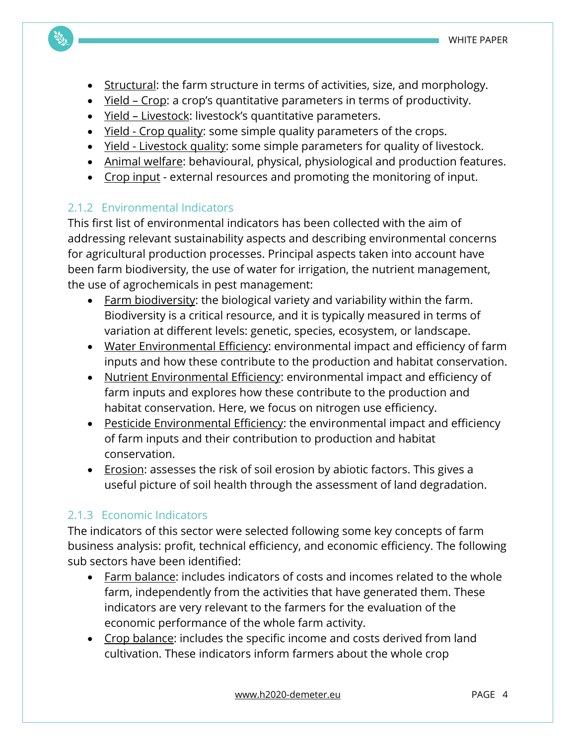- Structural: the farm structure in terms of activities, size, and morphology.
- Yield – Crop: a crop's quantitative parameters in terms of productivity.
- Yield – Livestock: livestock's quantitative parameters.
- Yield - Crop quality: some simple quality parameters of the crops.
- Yield - Livestock quality: some simple parameters for quality of livestock.
- Animal welfare: behavioural, physical, physiological and production features.
- Crop input - external resources and promoting the monitoring of input.

### 2.1.2 Environmental Indicators

This first list of environmental indicators has been collected with the aim of addressing relevant sustainability aspects and describing environmental concerns for agricultural production processes. Principal aspects taken into account have been farm biodiversity, the use of water for irrigation, the nutrient management, the use of agrochemicals in pest management:

- Farm biodiversity: the biological variety and variability within the farm. Biodiversity is a critical resource, and it is typically measured in terms of variation at different levels: genetic, species, ecosystem, or landscape.
- Water Environmental Efficiency: environmental impact and efficiency of farm inputs and how these contribute to the production and habitat conservation.
- Nutrient Environmental Efficiency: environmental impact and efficiency of farm inputs and explores how these contribute to the production and habitat conservation. Here, we focus on nitrogen use efficiency.
- Pesticide Environmental Efficiency: the environmental impact and efficiency of farm inputs and their contribution to production and habitat conservation.
- Erosion: assesses the risk of soil erosion by abiotic factors. This gives a useful picture of soil health through the assessment of land degradation.

### 2.1.3 Economic Indicators

The indicators of this sector were selected following some key concepts of farm business analysis: profit, technical efficiency, and economic efficiency. The following sub sectors have been identified:

- Farm balance: includes indicators of costs and incomes related to the whole farm, independently from the activities that have generated them. These indicators are very relevant to the farmers for the evaluation of the economic performance of the whole farm activity.
- Crop balance: includes the specific income and costs derived from land cultivation. These indicators inform farmers about the whole crop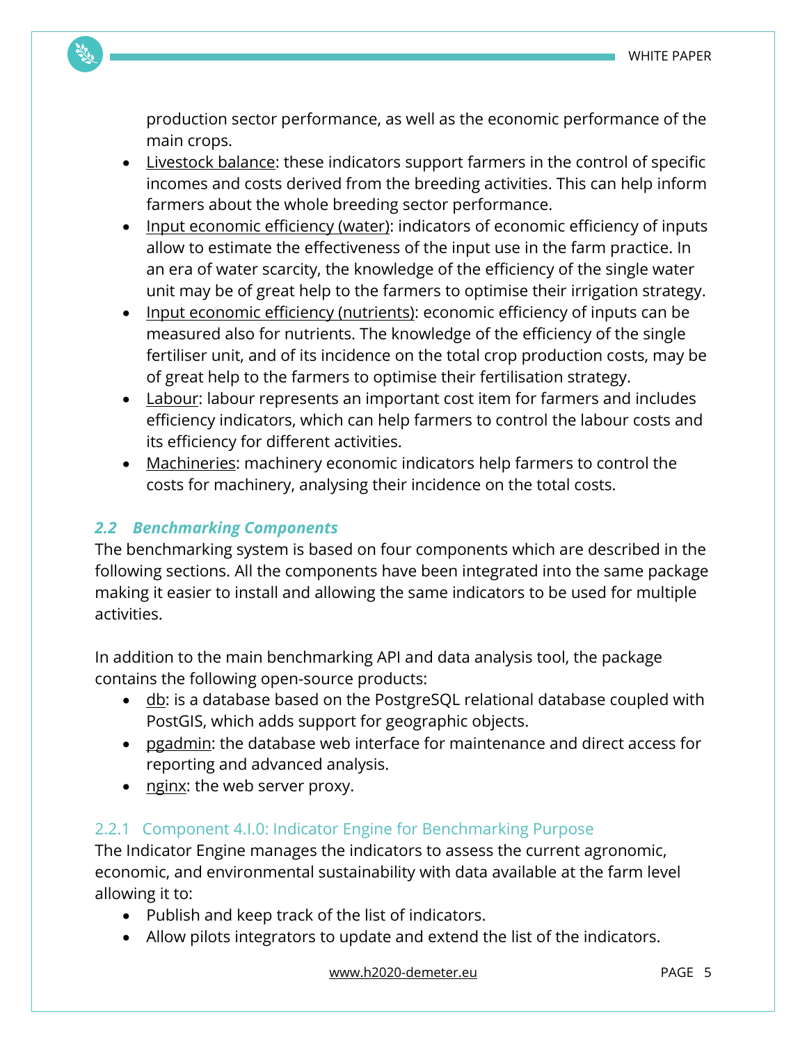production sector performance, as well as the economic performance of the main crops.

- Livestock balance: these indicators support farmers in the control of specific incomes and costs derived from the breeding activities. This can help inform farmers about the whole breeding sector performance.
- Input economic efficiency (water): indicators of economic efficiency of inputs allow to estimate the effectiveness of the input use in the farm practice. In an era of water scarcity, the knowledge of the efficiency of the single water unit may be of great help to the farmers to optimise their irrigation strategy.
- Input economic efficiency (nutrients): economic efficiency of inputs can be measured also for nutrients. The knowledge of the efficiency of the single fertiliser unit, and of its incidence on the total crop production costs, may be of great help to the farmers to optimise their fertilisation strategy.
- Labour: labour represents an important cost item for farmers and includes efficiency indicators, which can help farmers to control the labour costs and its efficiency for different activities.
- Machineries: machinery economic indicators help farmers to control the costs for machinery, analysing their incidence on the total costs.

## *2.2 Benchmarking Components*

The benchmarking system is based on four components which are described in the following sections. All the components have been integrated into the same package making it easier to install and allowing the same indicators to be used for multiple activities.

In addition to the main benchmarking API and data analysis tool, the package contains the following open-source products:

- db: is a database based on the PostgreSQL relational database coupled with PostGIS, which adds support for geographic objects.
- pgadmin: the database web interface for maintenance and direct access for reporting and advanced analysis.
- nginx: the web server proxy.

### 2.2.1 Component 4.I.0: Indicator Engine for Benchmarking Purpose

The Indicator Engine manages the indicators to assess the current agronomic, economic, and environmental sustainability with data available at the farm level allowing it to:

- Publish and keep track of the list of indicators.
- Allow pilots integrators to update and extend the list of the indicators.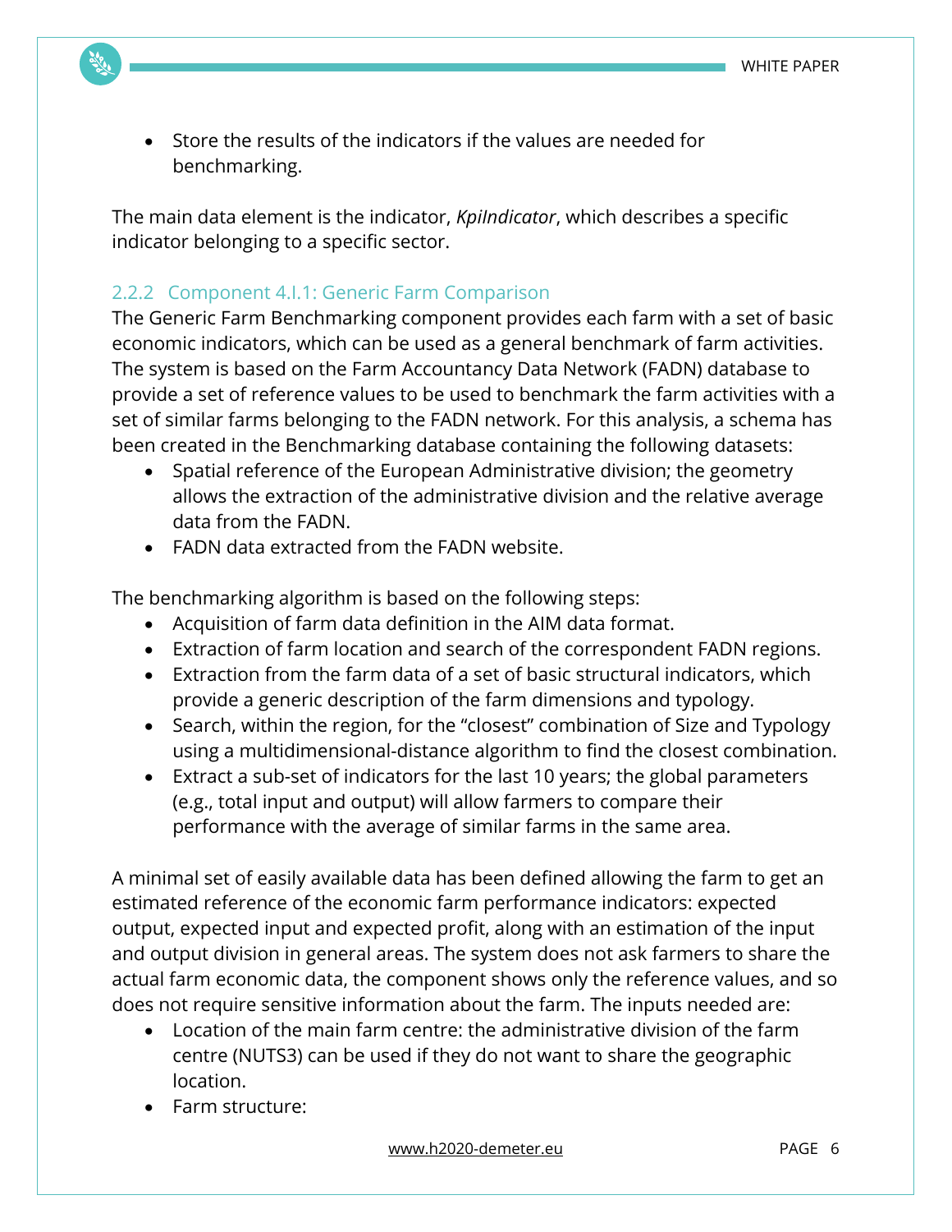- Store the results of the indicators if the values are needed for benchmarking.

The main data element is the indicator, *KpiIndicator*, which describes a specific indicator belonging to a specific sector.

### 2.2.2 Component 4.I.1: Generic Farm Comparison

The Generic Farm Benchmarking component provides each farm with a set of basic economic indicators, which can be used as a general benchmark of farm activities. The system is based on the Farm Accountancy Data Network (FADN) database to provide a set of reference values to be used to benchmark the farm activities with a set of similar farms belonging to the FADN network. For this analysis, a schema has been created in the Benchmarking database containing the following datasets:

- Spatial reference of the European Administrative division; the geometry allows the extraction of the administrative division and the relative average data from the FADN.
- FADN data extracted from the FADN website.

The benchmarking algorithm is based on the following steps:

- Acquisition of farm data definition in the AIM data format.
- Extraction of farm location and search of the correspondent FADN regions.
- Extraction from the farm data of a set of basic structural indicators, which provide a generic description of the farm dimensions and typology.
- Search, within the region, for the "closest" combination of Size and Typology using a multidimensional-distance algorithm to find the closest combination.
- Extract a sub-set of indicators for the last 10 years; the global parameters (e.g., total input and output) will allow farmers to compare their performance with the average of similar farms in the same area.

A minimal set of easily available data has been defined allowing the farm to get an estimated reference of the economic farm performance indicators: expected output, expected input and expected profit, along with an estimation of the input and output division in general areas. The system does not ask farmers to share the actual farm economic data, the component shows only the reference values, and so does not require sensitive information about the farm. The inputs needed are:

- Location of the main farm centre: the administrative division of the farm centre (NUTS3) can be used if they do not want to share the geographic location.
- Farm structure: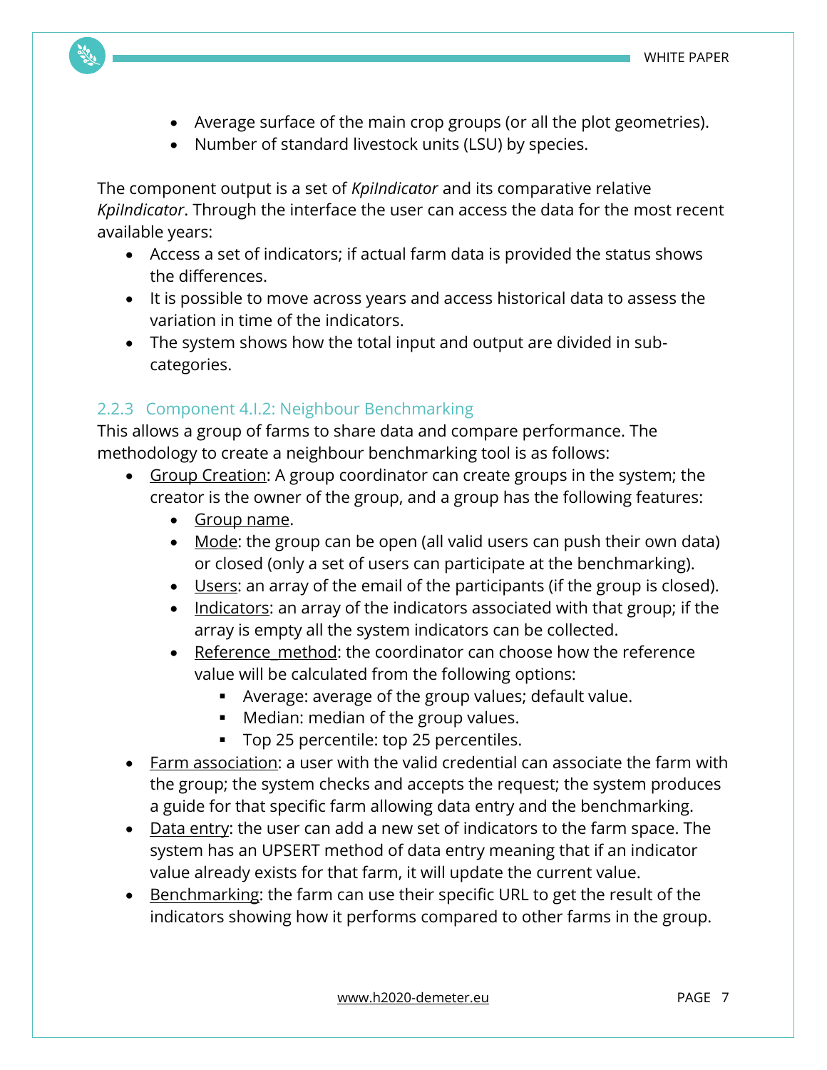- Average surface of the main crop groups (or all the plot geometries).
- Number of standard livestock units (LSU) by species.

The component output is a set of *KpiIndicator* and its comparative relative *KpiIndicator*. Through the interface the user can access the data for the most recent available years:

- Access a set of indicators; if actual farm data is provided the status shows the differences.
- It is possible to move across years and access historical data to assess the variation in time of the indicators.
- The system shows how the total input and output are divided in sub-categories.

### 2.2.3 Component 4.I.2: Neighbour Benchmarking

This allows a group of farms to share data and compare performance. The methodology to create a neighbour benchmarking tool is as follows:

- Group Creation: A group coordinator can create groups in the system; the creator is the owner of the group, and a group has the following features:
  - Group name.
  - Mode: the group can be open (all valid users can push their own data) or closed (only a set of users can participate at the benchmarking).
  - Users: an array of the email of the participants (if the group is closed).
  - Indicators: an array of the indicators associated with that group; if the array is empty all the system indicators can be collected.
  - Reference_method: the coordinator can choose how the reference value will be calculated from the following options:
    - Average: average of the group values; default value.
    - Median: median of the group values.
    - Top 25 percentile: top 25 percentiles.
- Farm association: a user with the valid credential can associate the farm with the group; the system checks and accepts the request; the system produces a guide for that specific farm allowing data entry and the benchmarking.
- Data entry: the user can add a new set of indicators to the farm space. The system has an UPSERT method of data entry meaning that if an indicator value already exists for that farm, it will update the current value.
- Benchmarking: the farm can use their specific URL to get the result of the indicators showing how it performs compared to other farms in the group.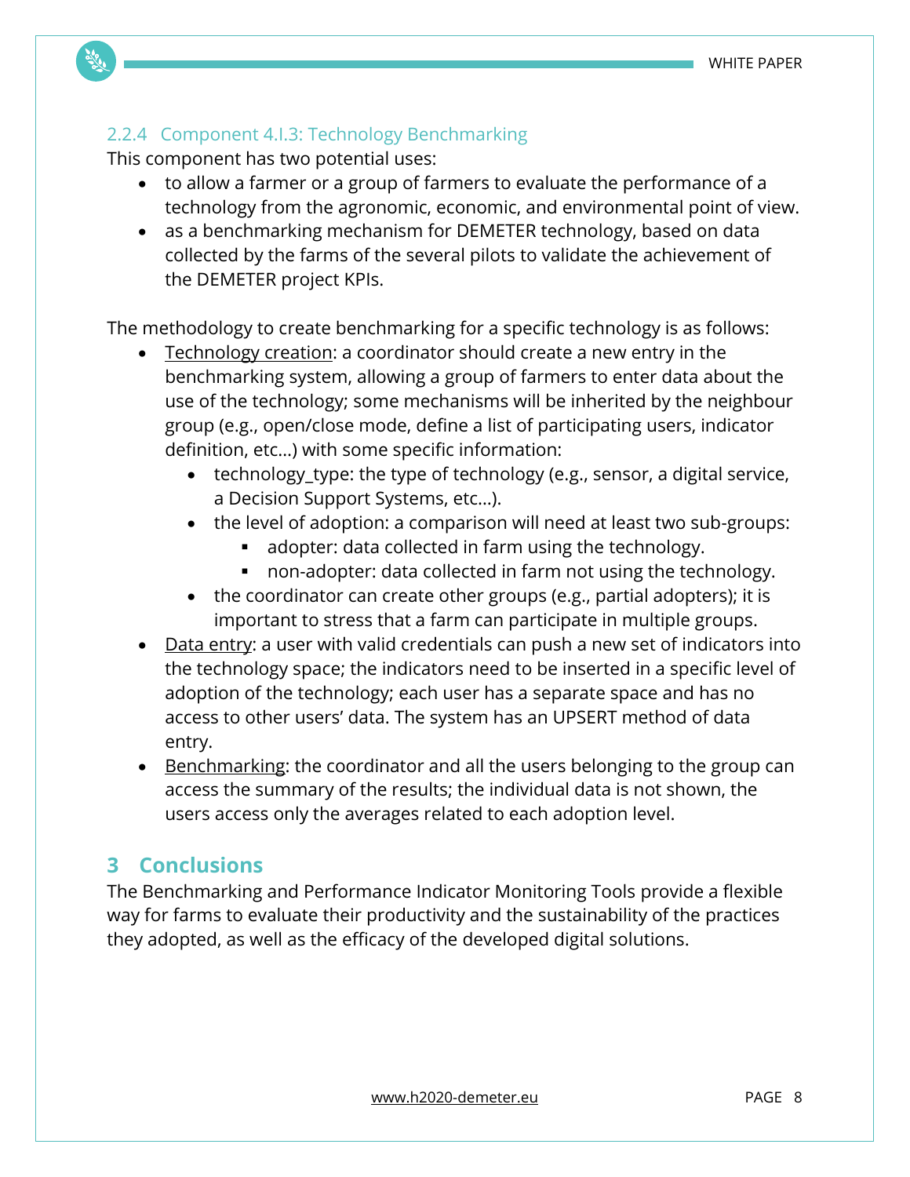### 2.2.4 Component 4.I.3: Technology Benchmarking

This component has two potential uses:

- to allow a farmer or a group of farmers to evaluate the performance of a technology from the agronomic, economic, and environmental point of view.
- as a benchmarking mechanism for DEMETER technology, based on data collected by the farms of the several pilots to validate the achievement of the DEMETER project KPIs.

The methodology to create benchmarking for a specific technology is as follows:

- <u>Technology creation</u>: a coordinator should create a new entry in the benchmarking system, allowing a group of farmers to enter data about the use of the technology; some mechanisms will be inherited by the neighbour group (e.g., open/close mode, define a list of participating users, indicator definition, etc…) with some specific information:
  - technology_type: the type of technology (e.g., sensor, a digital service, a Decision Support Systems, etc…).
  - the level of adoption: a comparison will need at least two sub-groups:
    - adopter: data collected in farm using the technology.
    - non-adopter: data collected in farm not using the technology.
  - the coordinator can create other groups (e.g., partial adopters); it is important to stress that a farm can participate in multiple groups.
- <u>Data entry</u>: a user with valid credentials can push a new set of indicators into the technology space; the indicators need to be inserted in a specific level of adoption of the technology; each user has a separate space and has no access to other users' data. The system has an UPSERT method of data entry.
- <u>Benchmarking</u>: the coordinator and all the users belonging to the group can access the summary of the results; the individual data is not shown, the users access only the averages related to each adoption level.

# 3 Conclusions

The Benchmarking and Performance Indicator Monitoring Tools provide a flexible way for farms to evaluate their productivity and the sustainability of the practices they adopted, as well as the efficacy of the developed digital solutions.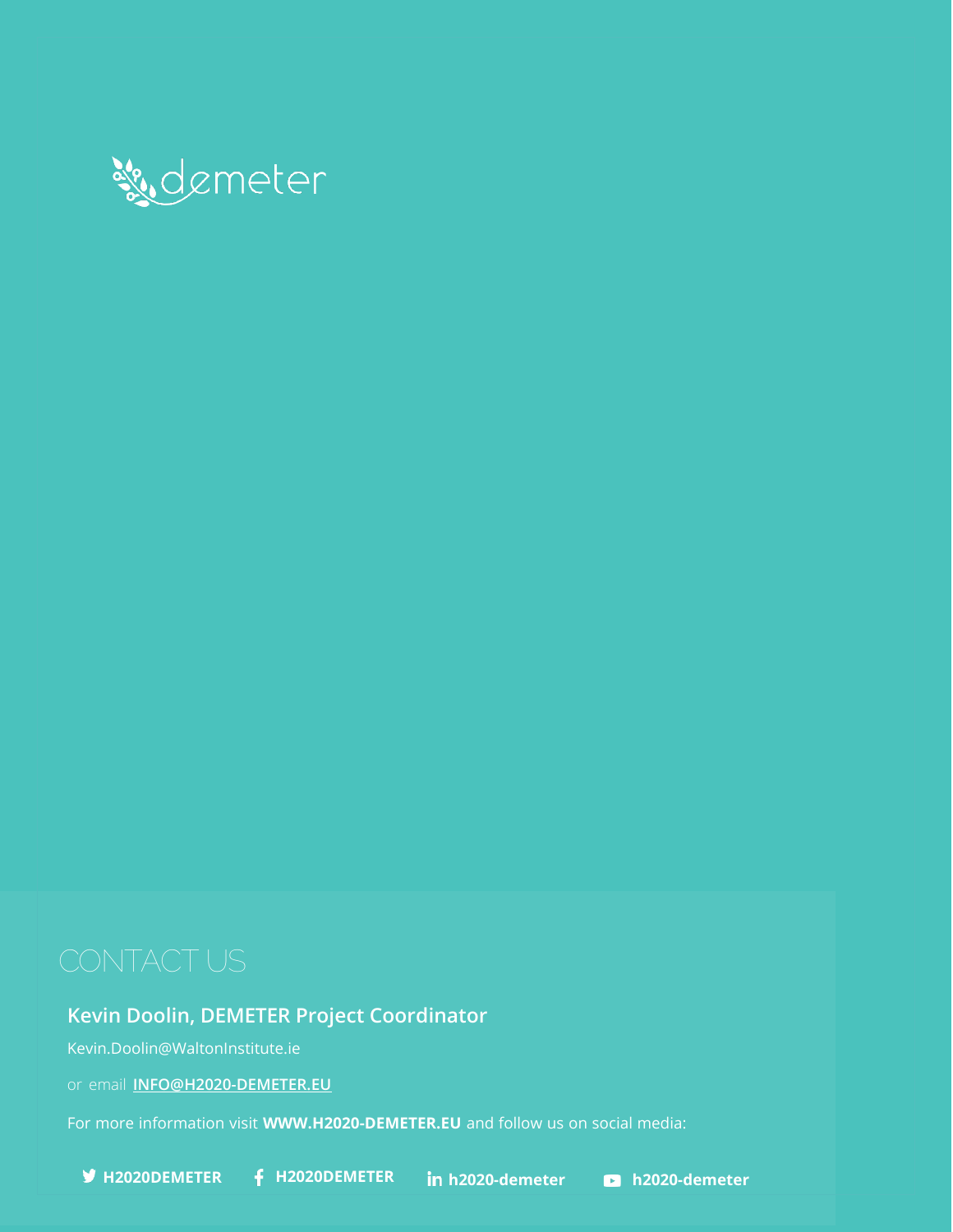demeter

## CONTACT US

**Kevin Doolin, DEMETER Project Coordinator**

Kevin.Doolin@WaltonInstitute.ie

or email **INFO@H2020-DEMETER.EU**

For more information visit **WWW.H2020-DEMETER.EU** and follow us on social media:

**H2020DEMETER** **H2020DEMETER** **h2020-demeter** **h2020-demeter**